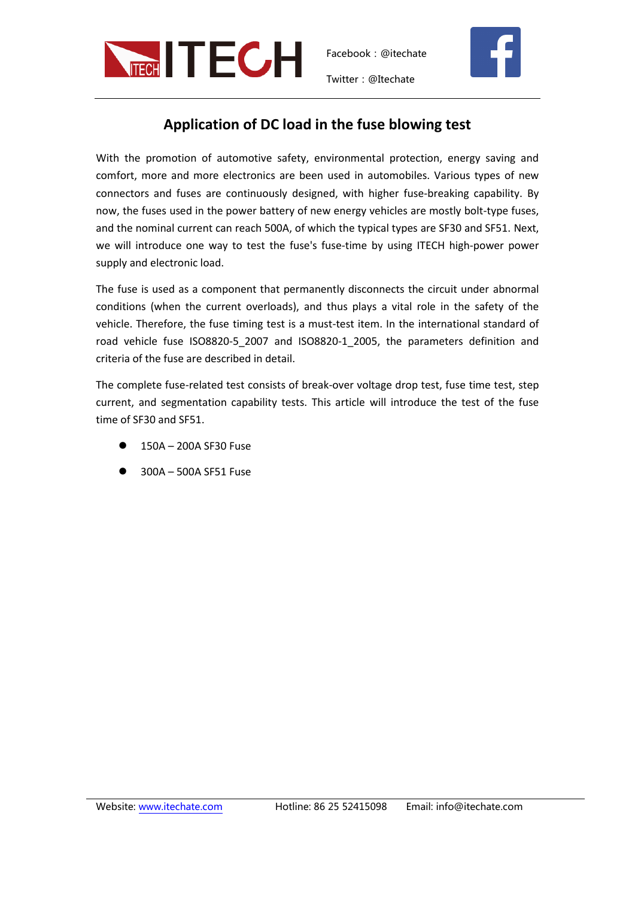# Application of DC load in the fuse blowing test

With the promotion of automotive safety, environmental protection, energy saving and comfort, more and more electronics are been used in automobiles. Various types of new connectors and fuses are continuously designed, with higher fuse-breaking capability. By now, the fuses used in the power battery of new energy vehicles are mostly bolt-type fuses, and the nominal current can reach 500A, of which the typical types are SF30 and SF51. Next, we will introduce one way to test the fuse's fuse-time by using ITECH high-power power supply and electronic load.

The fuse is used as a component that permanently disconnects the circuit under abnormal conditions (when the current overloads), and thus plays a vital role in the safety of the vehicle. Therefore, the fuse timing test is a must-test item. In the international standard of road vehicle fuse ISO8820-5_2007 and ISO8820-1_2005, the parameters definition and criteria of the fuse are described in detail.

The complete fuse-related test consists of break-over voltage drop test, fuse time test, step current, and segmentation capability tests. This article will introduce the test of the fuse time of SF30 and SF51.

- 150A – 200A SF30 Fuse
- 300A – 500A SF51 Fuse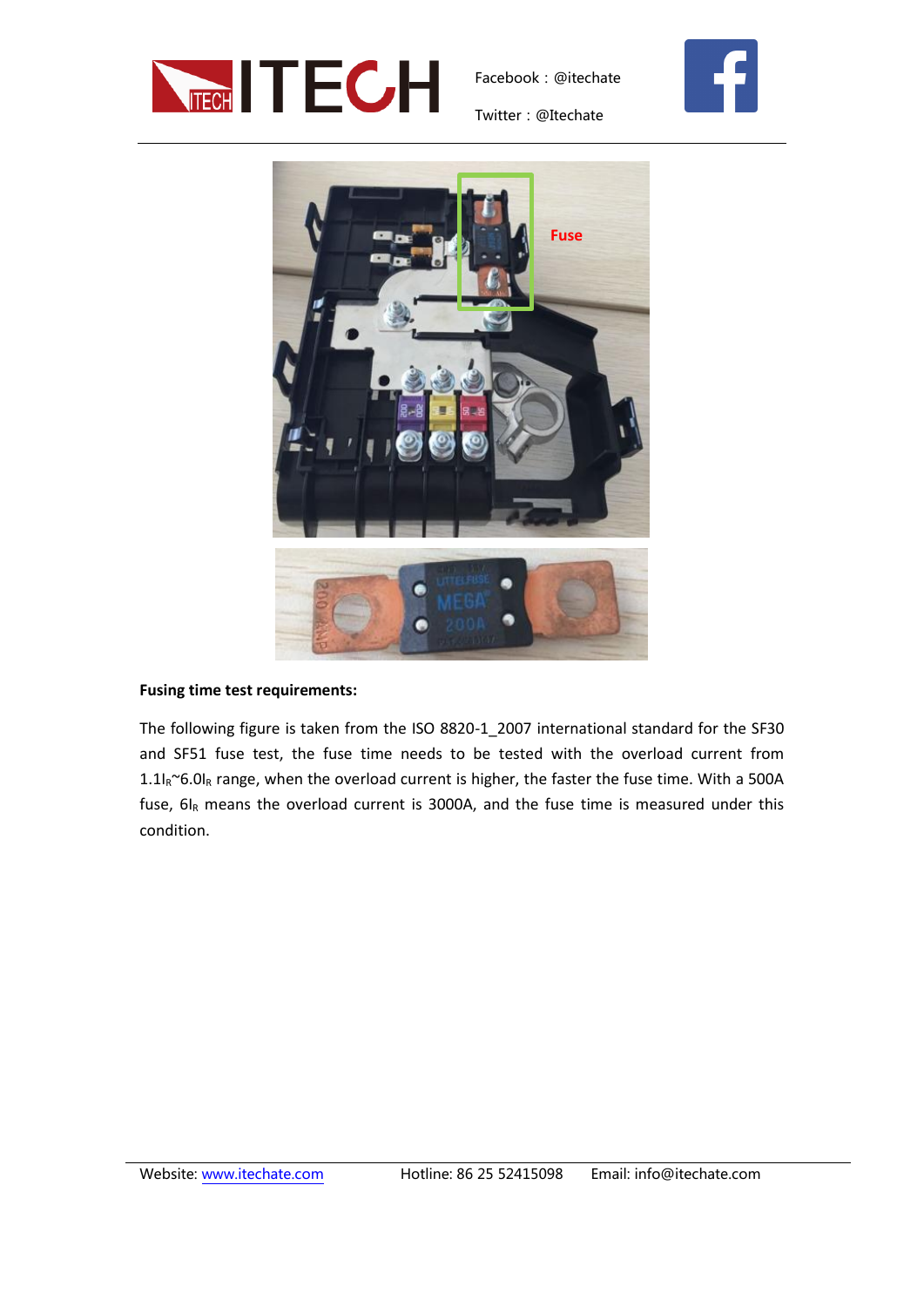**Fusing time test requirements:**

The following figure is taken from the ISO 8820-1_2007 international standard for the SF30 and SF51 fuse test, the fuse time needs to be tested with the overload current from $1.1I_R$~$6.0I_R$ range, when the overload current is higher, the faster the fuse time. With a 500A fuse, $6I_R$ means the overload current is 3000A, and the fuse time is measured under this condition.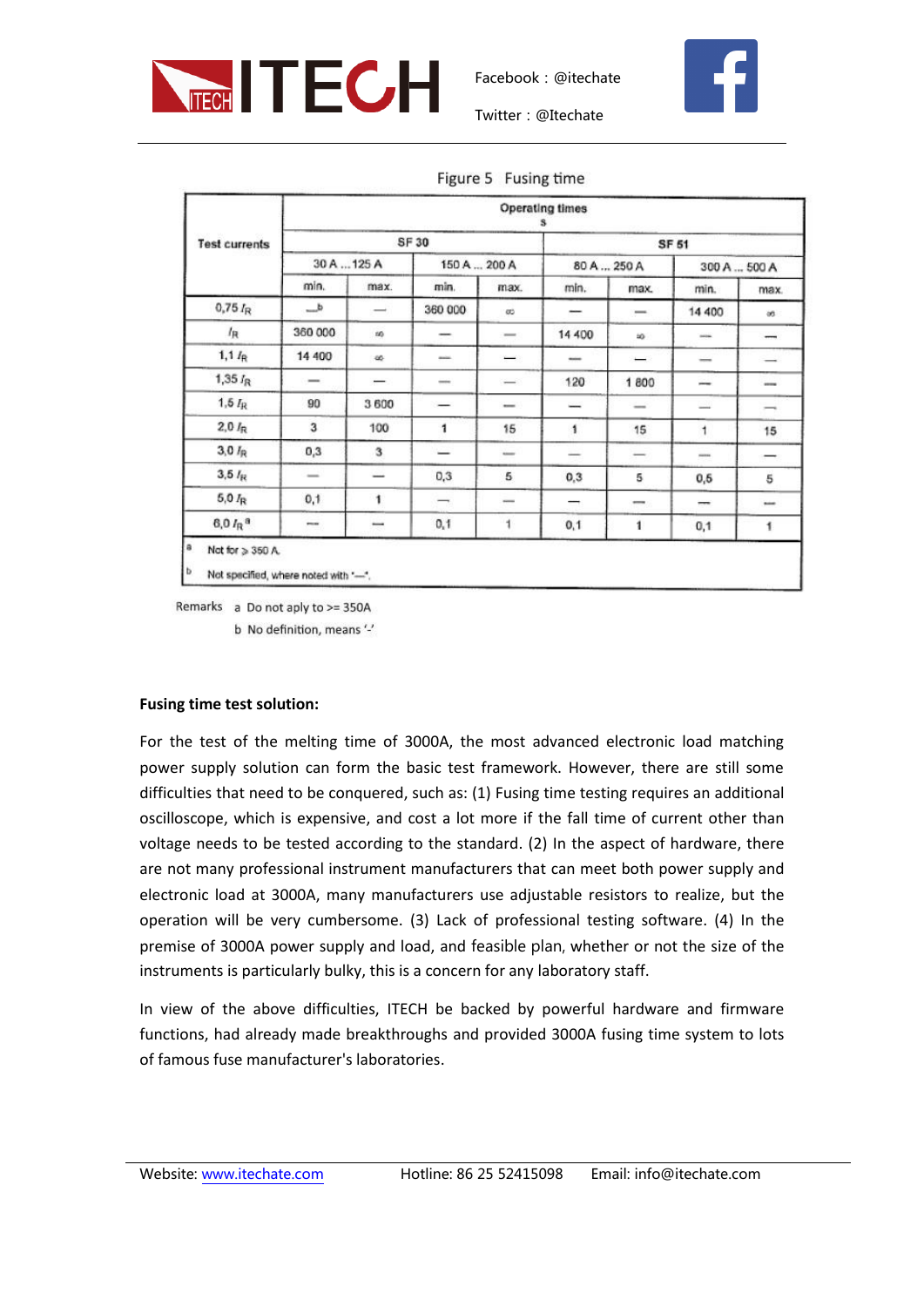Figure 5 Fusing time

| Test currents | Operating times s | | | | | | | |
|---|---|---|---|---|---|---|---|---|
| | SF 30 | | | | SF 51 | | | |
| | 30 A ... 125 A | | 150 A ... 200 A | | 80 A ... 250 A | | 300 A ... 500 A | |
| | min. | max. | min. | max. | min. | max. | min. | max. |
| 0,75 $I_R$ | —[b] | — | 360 000 | ∞ | — | — | 14 400 | ∞ |
| $I_R$ | 360 000 | ∞ | — | — | 14 400 | ∞ | — | — |
| 1,1 $I_R$ | 14 400 | ∞ | — | — | — | — | — | — |
| 1,35 $I_R$ | — | — | — | — | 120 | 1 800 | — | — |
| 1,5 $I_R$ | 90 | 3 600 | — | — | — | — | — | — |
| 2,0 $I_R$ | 3 | 100 | 1 | 15 | 1 | 15 | 1 | 15 |
| 3,0 $I_R$ | 0,3 | 3 | — | — | — | — | — | — |
| 3,5 $I_R$ | — | — | 0,3 | 5 | 0,3 | 5 | 0,5 | 5 |
| 5,0 $I_R$ | 0,1 | 1 | — | — | — | — | — | — |
| 6,0 $I_R$[a] | — | — | 0,1 | 1 | 0,1 | 1 | 0,1 | 1 |

[a] Not for ⩾ 350 A.

[b] Not specified, where noted with "—".

Remarks a Do not aply to >= 350A

b No definition, means '-'

**Fusing time test solution:**

For the test of the melting time of 3000A, the most advanced electronic load matching power supply solution can form the basic test framework. However, there are still some difficulties that need to be conquered, such as: (1) Fusing time testing requires an additional oscilloscope, which is expensive, and cost a lot more if the fall time of current other than voltage needs to be tested according to the standard. (2) In the aspect of hardware, there are not many professional instrument manufacturers that can meet both power supply and electronic load at 3000A, many manufacturers use adjustable resistors to realize, but the operation will be very cumbersome. (3) Lack of professional testing software. (4) In the premise of 3000A power supply and load, and feasible plan, whether or not the size of the instruments is particularly bulky, this is a concern for any laboratory staff.

In view of the above difficulties, ITECH be backed by powerful hardware and firmware functions, had already made breakthroughs and provided 3000A fusing time system to lots of famous fuse manufacturer's laboratories.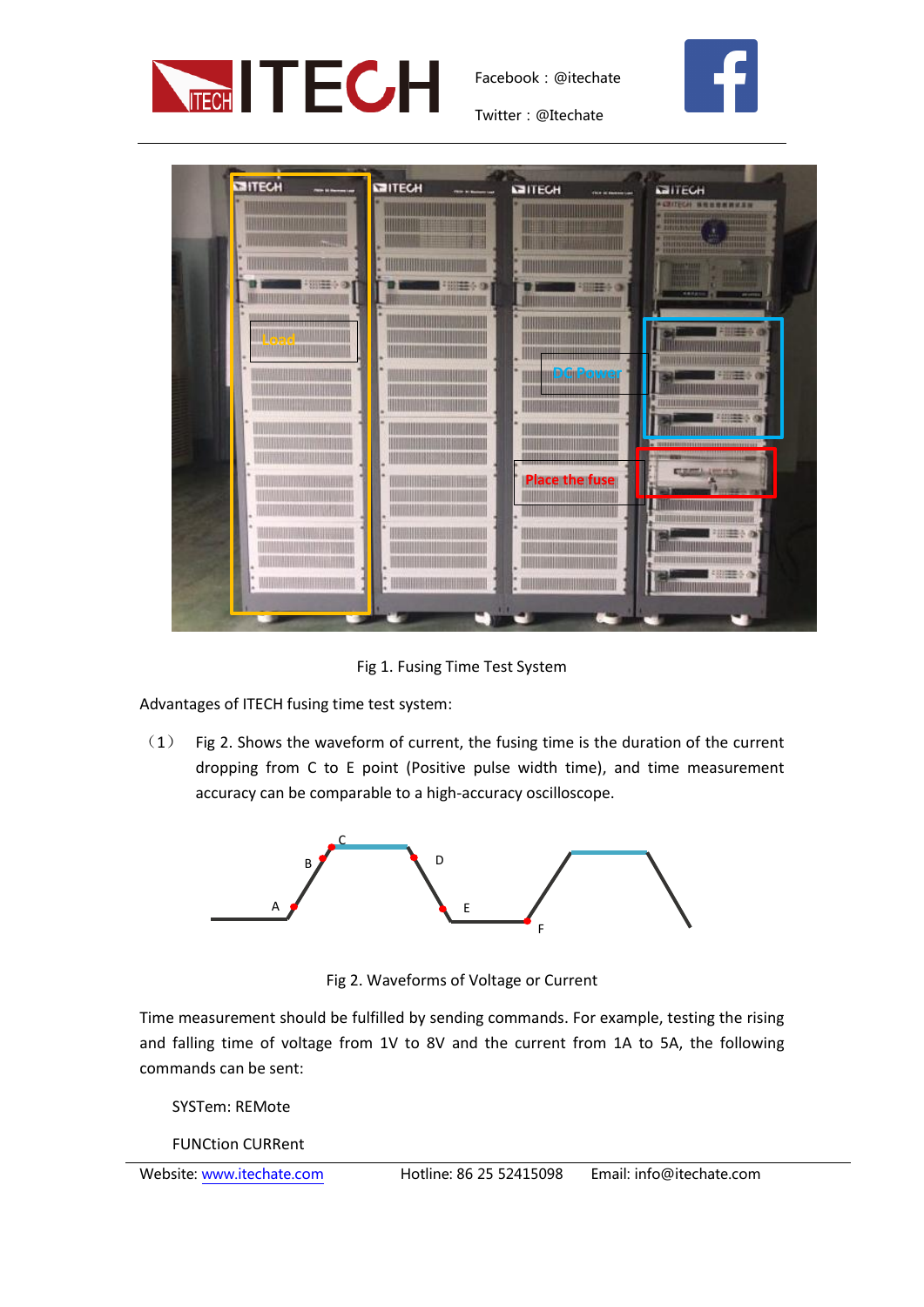Fig 1. Fusing Time Test System

Advantages of ITECH fusing time test system:

（1） Fig 2. Shows the waveform of current, the fusing time is the duration of the current dropping from C to E point (Positive pulse width time), and time measurement accuracy can be comparable to a high-accuracy oscilloscope.

Fig 2. Waveforms of Voltage or Current

Time measurement should be fulfilled by sending commands. For example, testing the rising and falling time of voltage from 1V to 8V and the current from 1A to 5A, the following commands can be sent:

SYSTem: REMote

FUNCtion CURRent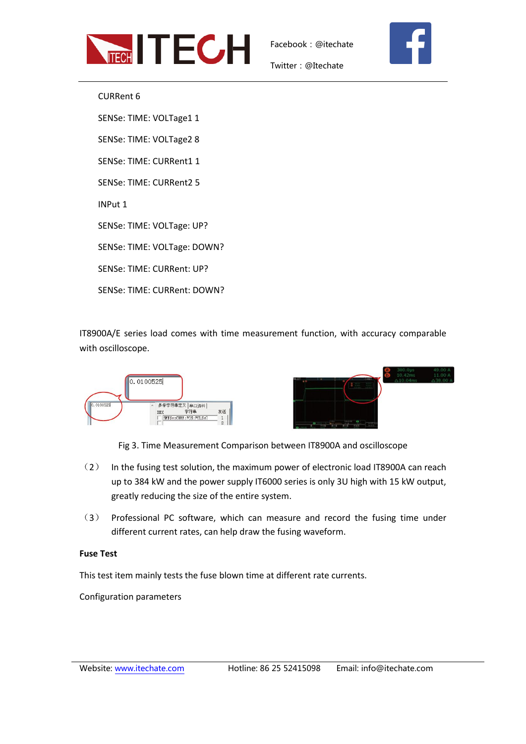CURRent 6

SENSe: TIME: VOLTage1 1

SENSe: TIME: VOLTage2 8

SENSe: TIME: CURRent1 1

SENSe: TIME: CURRent2 5

INPut 1

SENSe: TIME: VOLTage: UP?

SENSe: TIME: VOLTage: DOWN?

SENSe: TIME: CURRent: UP?

SENSe: TIME: CURRent: DOWN?

IT8900A/E series load comes with time measurement function, with accuracy comparable with oscilloscope.

Fig 3. Time Measurement Comparison between IT8900A and oscilloscope

（2） In the fusing test solution, the maximum power of electronic load IT8900A can reach up to 384 kW and the power supply IT6000 series is only 3U high with 15 kW output, greatly reducing the size of the entire system.

（3） Professional PC software, which can measure and record the fusing time under different current rates, can help draw the fusing waveform.

**Fuse Test**

This test item mainly tests the fuse blown time at different rate currents.

Configuration parameters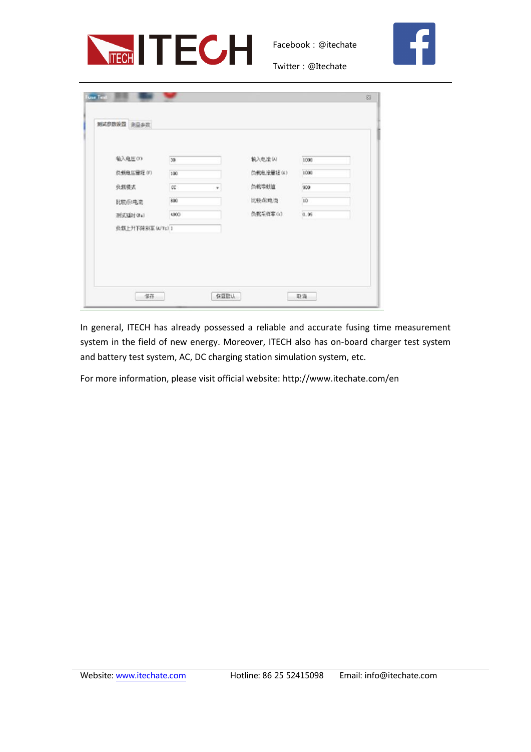In general, ITECH has already possessed a reliable and accurate fusing time measurement system in the field of new energy. Moreover, ITECH also has on-board charger test system and battery test system, AC, DC charging station simulation system, etc.

For more information, please visit official website: http://www.itechate.com/en